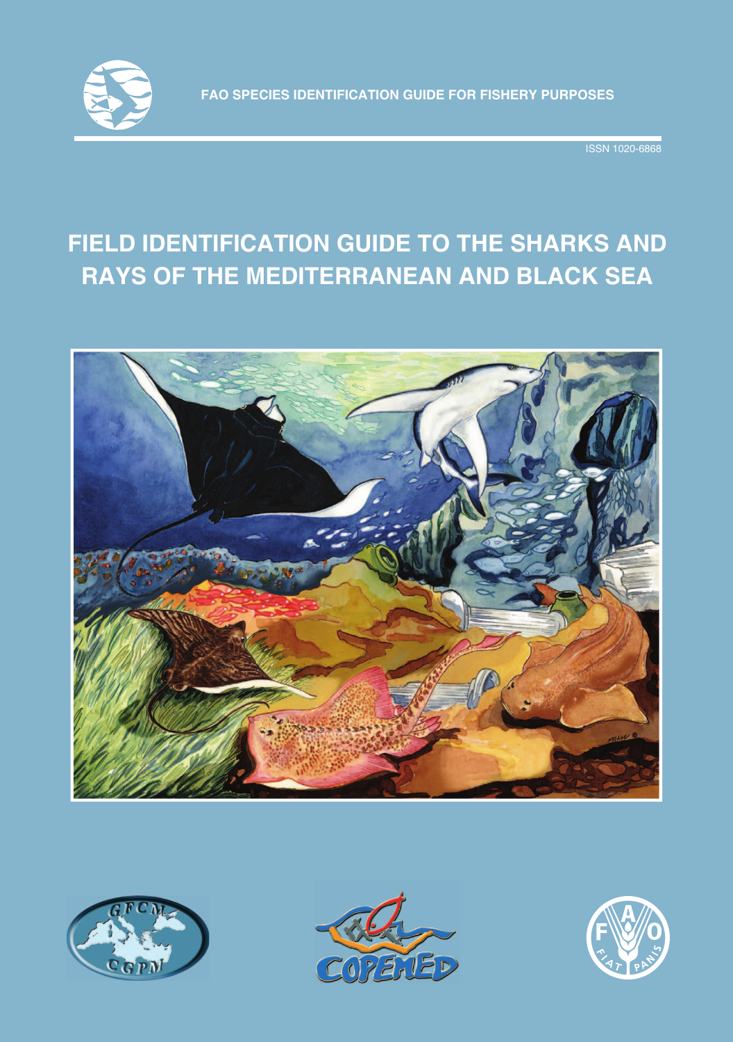FAO SPECIES IDENTIFICATION GUIDE FOR FISHERY PURPOSES

ISSN 1020-6868

# FIELD IDENTIFICATION GUIDE TO THE SHARKS AND RAYS OF THE MEDITERRANEAN AND BLACK SEA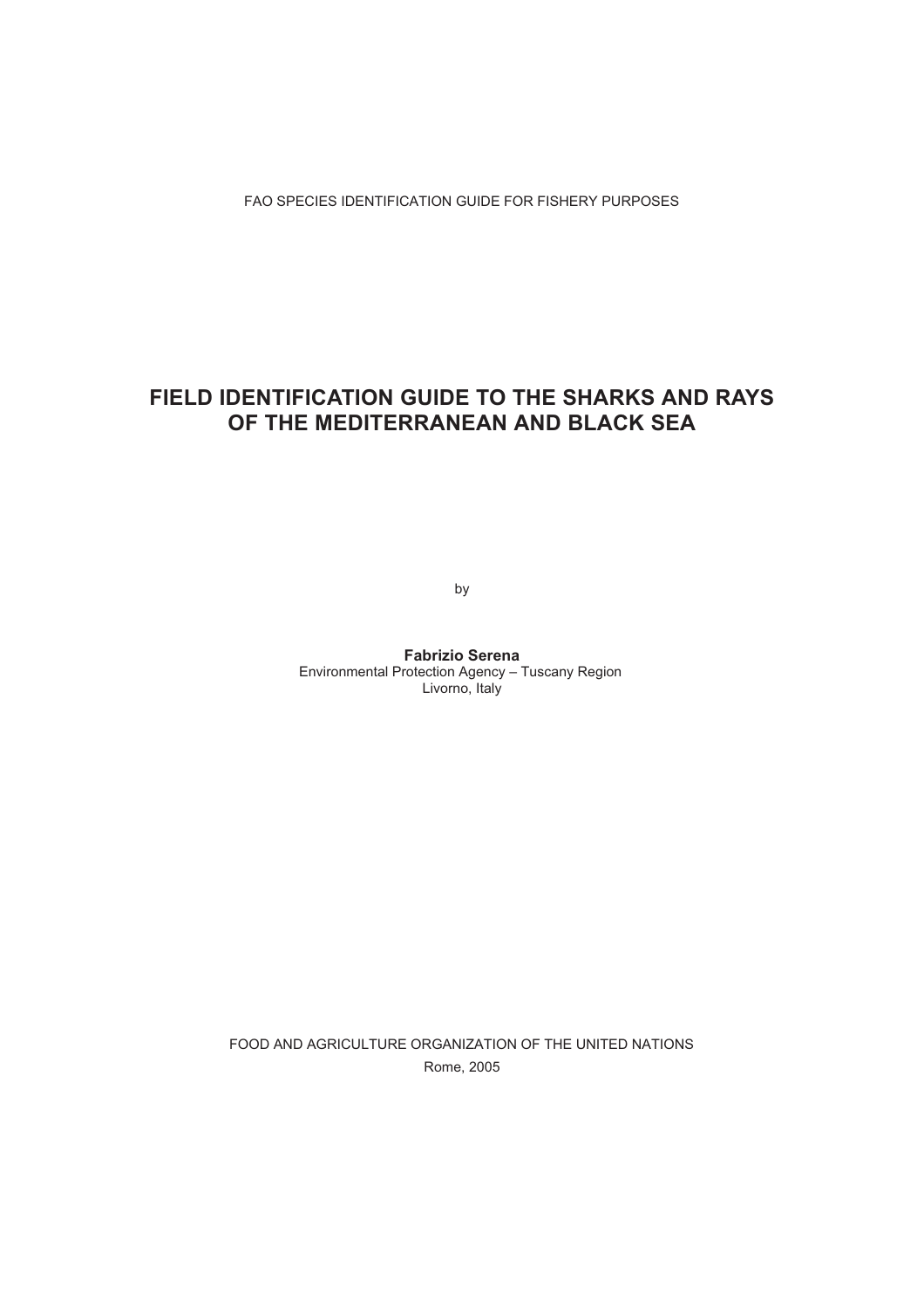FAO SPECIES IDENTIFICATION GUIDE FOR FISHERY PURPOSES

# FIELD IDENTIFICATION GUIDE TO THE SHARKS AND RAYS OF THE MEDITERRANEAN AND BLACK SEA

by

**Fabrizio Serena**
Environmental Protection Agency – Tuscany Region
Livorno, Italy

FOOD AND AGRICULTURE ORGANIZATION OF THE UNITED NATIONS
Rome, 2005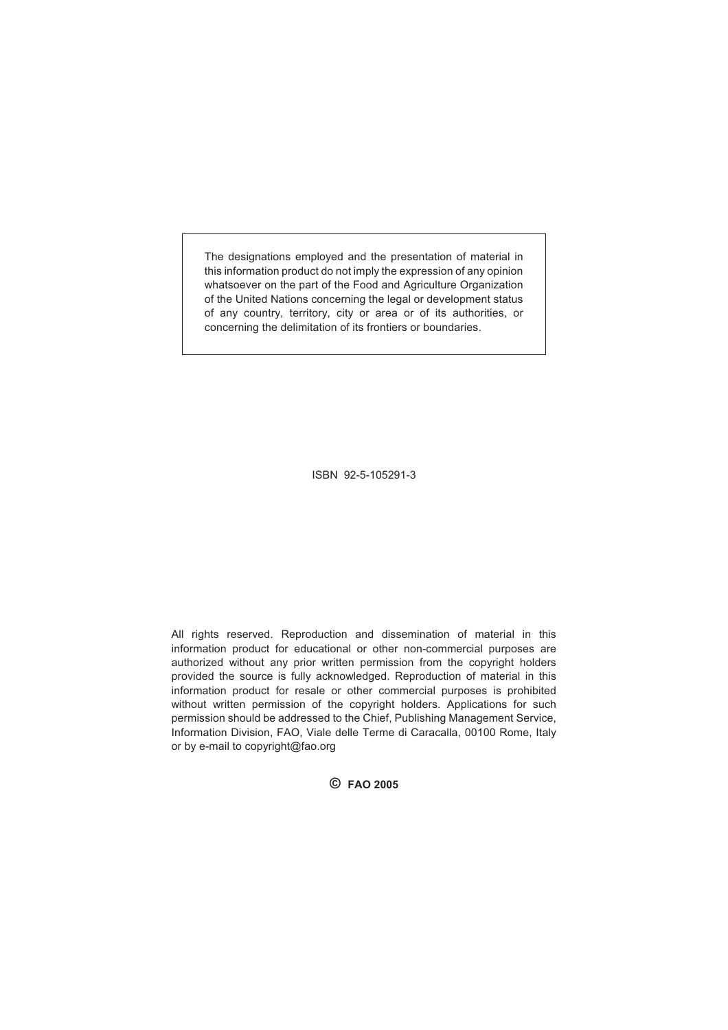The designations employed and the presentation of material in this information product do not imply the expression of any opinion whatsoever on the part of the Food and Agriculture Organization of the United Nations concerning the legal or development status of any country, territory, city or area or of its authorities, or concerning the delimitation of its frontiers or boundaries.

ISBN 92-5-105291-3

All rights reserved. Reproduction and dissemination of material in this information product for educational or other non-commercial purposes are authorized without any prior written permission from the copyright holders provided the source is fully acknowledged. Reproduction of material in this information product for resale or other commercial purposes is prohibited without written permission of the copyright holders. Applications for such permission should be addressed to the Chief, Publishing Management Service, Information Division, FAO, Viale delle Terme di Caracalla, 00100 Rome, Italy or by e-mail to copyright@fao.org

**© FAO 2005**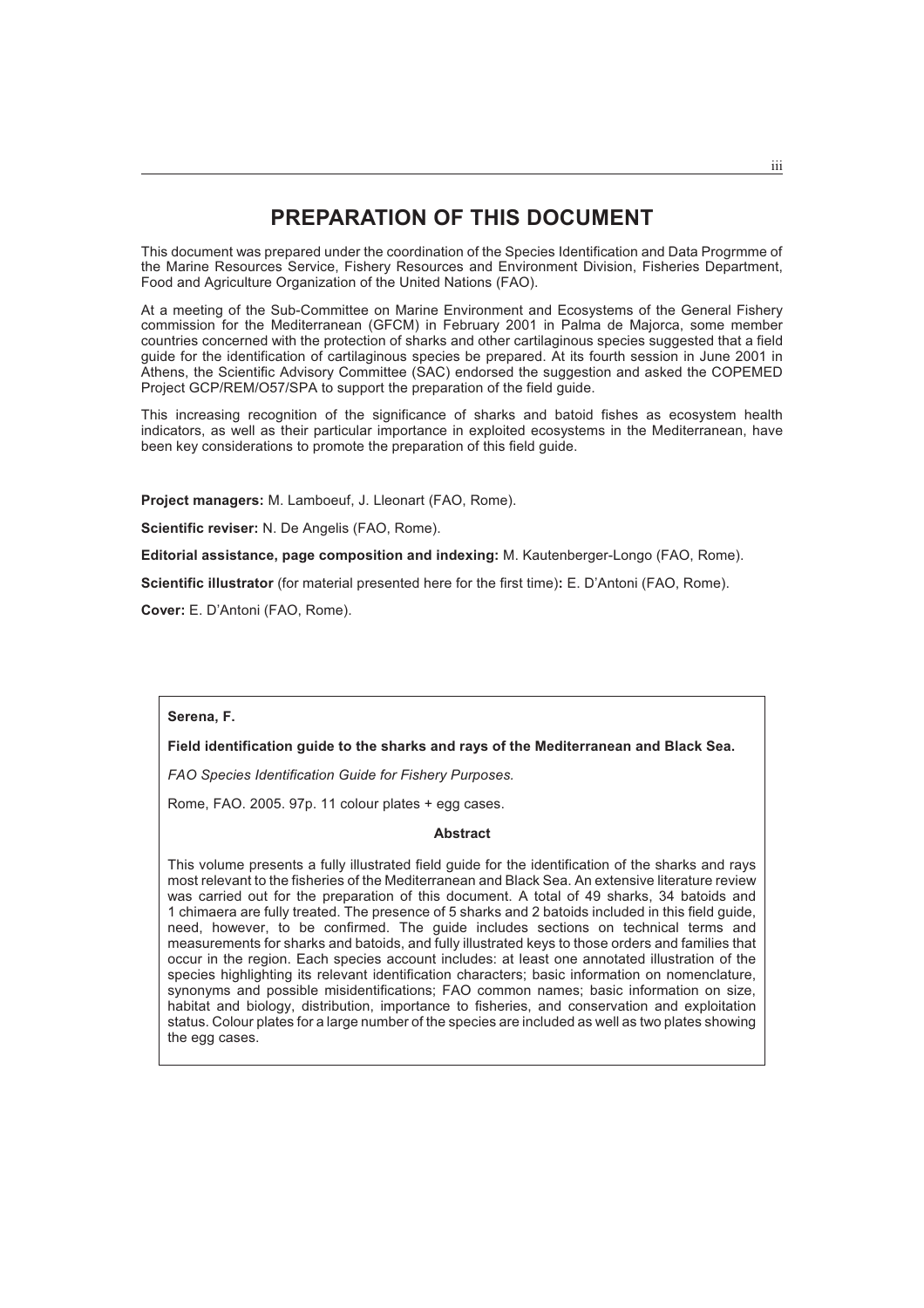# PREPARATION OF THIS DOCUMENT

This document was prepared under the coordination of the Species Identification and Data Progrmme of the Marine Resources Service, Fishery Resources and Environment Division, Fisheries Department, Food and Agriculture Organization of the United Nations (FAO).

At a meeting of the Sub-Committee on Marine Environment and Ecosystems of the General Fishery commission for the Mediterranean (GFCM) in February 2001 in Palma de Majorca, some member countries concerned with the protection of sharks and other cartilaginous species suggested that a field guide for the identification of cartilaginous species be prepared. At its fourth session in June 2001 in Athens, the Scientific Advisory Committee (SAC) endorsed the suggestion and asked the COPEMED Project GCP/REM/O57/SPA to support the preparation of the field guide.

This increasing recognition of the significance of sharks and batoid fishes as ecosystem health indicators, as well as their particular importance in exploited ecosystems in the Mediterranean, have been key considerations to promote the preparation of this field guide.

**Project managers:** M. Lamboeuf, J. Lleonart (FAO, Rome).

**Scientific reviser:** N. De Angelis (FAO, Rome).

**Editorial assistance, page composition and indexing:** M. Kautenberger-Longo (FAO, Rome).

**Scientific illustrator** (for material presented here for the first time)**:** E. D'Antoni (FAO, Rome).

**Cover:** E. D'Antoni (FAO, Rome).

---

**Serena, F.**

**Field identification guide to the sharks and rays of the Mediterranean and Black Sea.**

*FAO Species Identification Guide for Fishery Purposes.*

Rome, FAO. 2005. 97p. 11 colour plates + egg cases.

**Abstract**

This volume presents a fully illustrated field guide for the identification of the sharks and rays most relevant to the fisheries of the Mediterranean and Black Sea. An extensive literature review was carried out for the preparation of this document. A total of 49 sharks, 34 batoids and 1 chimaera are fully treated. The presence of 5 sharks and 2 batoids included in this field guide, need, however, to be confirmed. The guide includes sections on technical terms and measurements for sharks and batoids, and fully illustrated keys to those orders and families that occur in the region. Each species account includes: at least one annotated illustration of the species highlighting its relevant identification characters; basic information on nomenclature, synonyms and possible misidentifications; FAO common names; basic information on size, habitat and biology, distribution, importance to fisheries, and conservation and exploitation status. Colour plates for a large number of the species are included as well as two plates showing the egg cases.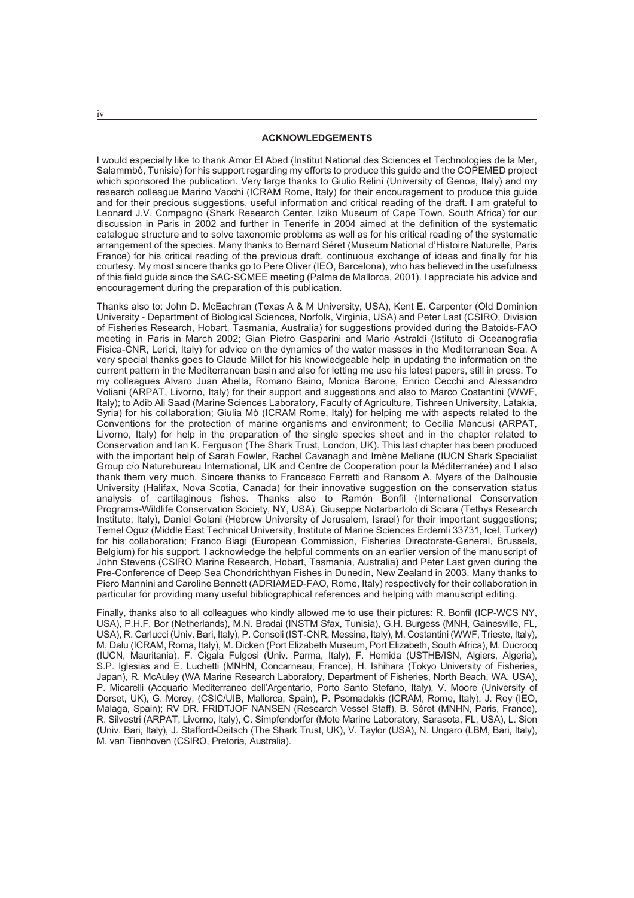## ACKNOWLEDGEMENTS

I would especially like to thank Amor El Abed (Institut National des Sciences et Technologies de la Mer, Salammbô, Tunisie) for his support regarding my efforts to produce this guide and the COPEMED project which sponsored the publication. Very large thanks to Giulio Relini (University of Genoa, Italy) and my research colleague Marino Vacchi (ICRAM Rome, Italy) for their encouragement to produce this guide and for their precious suggestions, useful information and critical reading of the draft. I am grateful to Leonard J.V. Compagno (Shark Research Center, Iziko Museum of Cape Town, South Africa) for our discussion in Paris in 2002 and further in Tenerife in 2004 aimed at the definition of the systematic catalogue structure and to solve taxonomic problems as well as for his critical reading of the systematic arrangement of the species. Many thanks to Bernard Séret (Museum National d'Histoire Naturelle, Paris France) for his critical reading of the previous draft, continuous exchange of ideas and finally for his courtesy. My most sincere thanks go to Pere Oliver (IEO, Barcelona), who has believed in the usefulness of this field guide since the SAC-SCMEE meeting (Palma de Mallorca, 2001). I appreciate his advice and encouragement during the preparation of this publication.

Thanks also to: John D. McEachran (Texas A & M University, USA), Kent E. Carpenter (Old Dominion University - Department of Biological Sciences, Norfolk, Virginia, USA) and Peter Last (CSIRO, Division of Fisheries Research, Hobart, Tasmania, Australia) for suggestions provided during the Batoids-FAO meeting in Paris in March 2002; Gian Pietro Gasparini and Mario Astraldi (Istituto di Oceanografia Fisica-CNR, Lerici, Italy) for advice on the dynamics of the water masses in the Mediterranean Sea. A very special thanks goes to Claude Millot for his knowledgeable help in updating the information on the current pattern in the Mediterranean basin and also for letting me use his latest papers, still in press. To my colleagues Alvaro Juan Abella, Romano Baino, Monica Barone, Enrico Cecchi and Alessandro Voliani (ARPAT, Livorno, Italy) for their support and suggestions and also to Marco Costantini (WWF, Italy); to Adib Ali Saad (Marine Sciences Laboratory, Faculty of Agriculture, Tishreen University, Latakia, Syria) for his collaboration; Giulia Mò (ICRAM Rome, Italy) for helping me with aspects related to the Conventions for the protection of marine organisms and environment; to Cecilia Mancusi (ARPAT, Livorno, Italy) for help in the preparation of the single species sheet and in the chapter related to Conservation and Ian K. Ferguson (The Shark Trust, London, UK). This last chapter has been produced with the important help of Sarah Fowler, Rachel Cavanagh and Imène Meliane (IUCN Shark Specialist Group c/o Naturebureau International, UK and Centre de Cooperation pour la Méditerranée) and I also thank them very much. Sincere thanks to Francesco Ferretti and Ransom A. Myers of the Dalhousie University (Halifax, Nova Scotia, Canada) for their innovative suggestion on the conservation status analysis of cartilaginous fishes. Thanks also to Ramón Bonfil (International Conservation Programs-Wildlife Conservation Society, NY, USA), Giuseppe Notarbartolo di Sciara (Tethys Research Institute, Italy), Daniel Golani (Hebrew University of Jerusalem, Israel) for their important suggestions; Temel Oguz (Middle East Technical University, Institute of Marine Sciences Erdemli 33731, Icel, Turkey) for his collaboration; Franco Biagi (European Commission, Fisheries Directorate-General, Brussels, Belgium) for his support. I acknowledge the helpful comments on an earlier version of the manuscript of John Stevens (CSIRO Marine Research, Hobart, Tasmania, Australia) and Peter Last given during the Pre-Conference of Deep Sea Chondrichthyan Fishes in Dunedin, New Zealand in 2003. Many thanks to Piero Mannini and Caroline Bennett (ADRIAMED-FAO, Rome, Italy) respectively for their collaboration in particular for providing many useful bibliographical references and helping with manuscript editing.

Finally, thanks also to all colleagues who kindly allowed me to use their pictures: R. Bonfil (ICP-WCS NY, USA), P.H.F. Bor (Netherlands), M.N. Bradai (INSTM Sfax, Tunisia), G.H. Burgess (MNH, Gainesville, FL, USA), R. Carlucci (Univ. Bari, Italy), P. Consoli (IST-CNR, Messina, Italy), M. Costantini (WWF, Trieste, Italy), M. Dalu (ICRAM, Roma, Italy), M. Dicken (Port Elizabeth Museum, Port Elizabeth, South Africa), M. Ducrocq (IUCN, Mauritania), F. Cigala Fulgosi (Univ. Parma, Italy), F. Hemida (USTHB/ISN, Algiers, Algeria), S.P. Iglesias and E. Luchetti (MNHN, Concarneau, France), H. Ishihara (Tokyo University of Fisheries, Japan), R. McAuley (WA Marine Research Laboratory, Department of Fisheries, North Beach, WA, USA), P. Micarelli (Acquario Mediterraneo dell'Argentario, Porto Santo Stefano, Italy), V. Moore (University of Dorset, UK), G. Morey, (CSIC/UIB, Mallorca, Spain), P. Psomadakis (ICRAM, Rome, Italy), J. Rey (IEO, Malaga, Spain); RV DR. FRIDTJOF NANSEN (Research Vessel Staff), B. Séret (MNHN, Paris, France), R. Silvestri (ARPAT, Livorno, Italy), C. Simpfendorfer (Mote Marine Laboratory, Sarasota, FL, USA), L. Sion (Univ. Bari, Italy), J. Stafford-Deitsch (The Shark Trust, UK), V. Taylor (USA), N. Ungaro (LBM, Bari, Italy), M. van Tienhoven (CSIRO, Pretoria, Australia).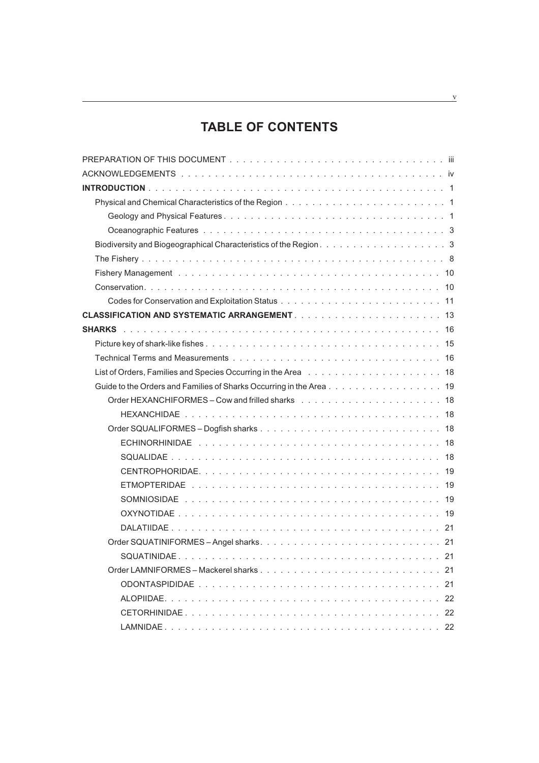# TABLE OF CONTENTS

PREPARATION OF THIS DOCUMENT . . . . . . . . . . iii

ACKNOWLEDGEMENTS . . . . . . . . . . iv

**INTRODUCTION** . . . . . . . . . . 1

- Physical and Chemical Characteristics of the Region . . . . . . . . . . 1
  - Geology and Physical Features . . . . . . . . . . 1
  - Oceanographic Features . . . . . . . . . . 3
- Biodiversity and Biogeographical Characteristics of the Region . . . . . . . . . . 3
- The Fishery . . . . . . . . . . 8
- Fishery Management . . . . . . . . . . 10
- Conservation . . . . . . . . . . 10
  - Codes for Conservation and Exploitation Status . . . . . . . . . . 11

**CLASSIFICATION AND SYSTEMATIC ARRANGEMENT** . . . . . . . . . . 13

**SHARKS** . . . . . . . . . . 16

- Picture key of shark-like fishes . . . . . . . . . . 15
- Technical Terms and Measurements . . . . . . . . . . 16
- List of Orders, Families and Species Occurring in the Area . . . . . . . . . . 18
- Guide to the Orders and Families of Sharks Occurring in the Area . . . . . . . . . . 19
  - Order HEXANCHIFORMES – Cow and frilled sharks . . . . . . . . . . 18
    - HEXANCHIDAE . . . . . . . . . . 18
  - Order SQUALIFORMES – Dogfish sharks . . . . . . . . . . 18
    - ECHINORHINIDAE . . . . . . . . . . 18
    - SQUALIDAE . . . . . . . . . . 18
    - CENTROPHORIDAE . . . . . . . . . . 19
    - ETMOPTERIDAE . . . . . . . . . . 19
    - SOMNIOSIDAE . . . . . . . . . . 19
    - OXYNOTIDAE . . . . . . . . . . 19
    - DALATIIDAE . . . . . . . . . . 21
  - Order SQUATINIFORMES – Angel sharks . . . . . . . . . . 21
    - SQUATINIDAE . . . . . . . . . . 21
  - Order LAMNIFORMES – Mackerel sharks . . . . . . . . . . 21
    - ODONTASPIDIDAE . . . . . . . . . . 21
    - ALOPIIDAE . . . . . . . . . . 22
    - CETORHINIDAE . . . . . . . . . . 22
    - LAMNIDAE . . . . . . . . . . 22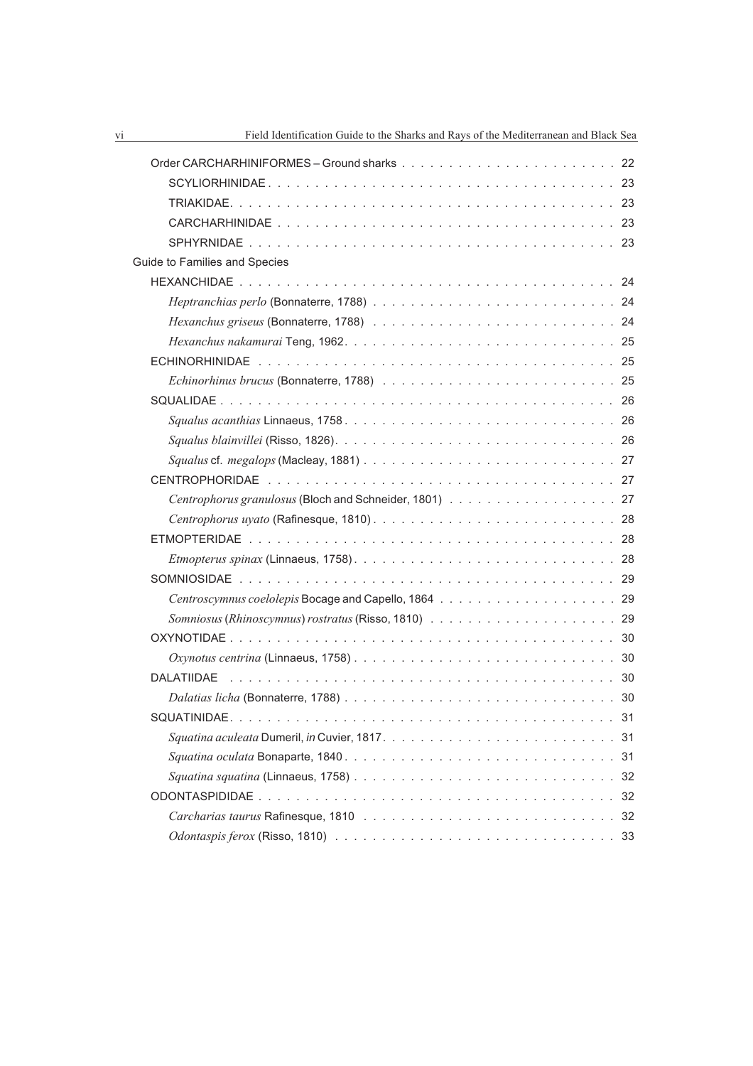Order CARCHARHINIFORMES – Ground sharks . . . . . . . . . . . . . . . . . . . . . . . 22

SCYLIORHINIDAE . . . . . . . . . . . . . . . . . . . . . . . . . . . . . . . . . . . 23

TRIAKIDAE. . . . . . . . . . . . . . . . . . . . . . . . . . . . . . . . . . . . . 23

CARCHARHINIDAE . . . . . . . . . . . . . . . . . . . . . . . . . . . . . . . . . 23

SPHYRNIDAE . . . . . . . . . . . . . . . . . . . . . . . . . . . . . . . . . . . 23

Guide to Families and Species

HEXANCHIDAE . . . . . . . . . . . . . . . . . . . . . . . . . . . . . . . . . . . 24

*Heptranchias perlo* (Bonnaterre, 1788) . . . . . . . . . . . . . . . . . . . . . . . . 24

*Hexanchus griseus* (Bonnaterre, 1788) . . . . . . . . . . . . . . . . . . . . . . . . 24

*Hexanchus nakamurai* Teng, 1962. . . . . . . . . . . . . . . . . . . . . . . . . . . 25

ECHINORHINIDAE . . . . . . . . . . . . . . . . . . . . . . . . . . . . . . . . . 25

*Echinorhinus brucus* (Bonnaterre, 1788) . . . . . . . . . . . . . . . . . . . . . . . 25

SQUALIDAE . . . . . . . . . . . . . . . . . . . . . . . . . . . . . . . . . . . . 26

*Squalus acanthias* Linnaeus, 1758 . . . . . . . . . . . . . . . . . . . . . . . . . . . 26

*Squalus blainvillei* (Risso, 1826). . . . . . . . . . . . . . . . . . . . . . . . . . . . 26

*Squalus* cf. *megalops* (Macleay, 1881) . . . . . . . . . . . . . . . . . . . . . . . . . 27

CENTROPHORIDAE . . . . . . . . . . . . . . . . . . . . . . . . . . . . . . . . 27

*Centrophorus granulosus* (Bloch and Schneider, 1801) . . . . . . . . . . . . . . . . . 27

*Centrophorus uyato* (Rafinesque, 1810) . . . . . . . . . . . . . . . . . . . . . . . . 28

ETMOPTERIDAE . . . . . . . . . . . . . . . . . . . . . . . . . . . . . . . . . . 28

*Etmopterus spinax* (Linnaeus, 1758) . . . . . . . . . . . . . . . . . . . . . . . . . . 28

SOMNIOSIDAE . . . . . . . . . . . . . . . . . . . . . . . . . . . . . . . . . . . 29

*Centroscymnus coelolepis* Bocage and Capello, 1864 . . . . . . . . . . . . . . . . . . 29

*Somniosus* (*Rhinoscymnus*) *rostratus* (Risso, 1810) . . . . . . . . . . . . . . . . . . . 29

OXYNOTIDAE . . . . . . . . . . . . . . . . . . . . . . . . . . . . . . . . . . . 30

*Oxynotus centrina* (Linnaeus, 1758) . . . . . . . . . . . . . . . . . . . . . . . . . . 30

DALATIIDAE . . . . . . . . . . . . . . . . . . . . . . . . . . . . . . . . . . . 30

*Dalatias licha* (Bonnaterre, 1788) . . . . . . . . . . . . . . . . . . . . . . . . . . . 30

SQUATINIDAE. . . . . . . . . . . . . . . . . . . . . . . . . . . . . . . . . . . 31

*Squatina aculeata* Dumeril, *in* Cuvier, 1817. . . . . . . . . . . . . . . . . . . . . . . 31

*Squatina oculata* Bonaparte, 1840 . . . . . . . . . . . . . . . . . . . . . . . . . . . 31

*Squatina squatina* (Linnaeus, 1758) . . . . . . . . . . . . . . . . . . . . . . . . . . 32

ODONTASPIDIDAE . . . . . . . . . . . . . . . . . . . . . . . . . . . . . . . . . 32

*Carcharias taurus* Rafinesque, 1810 . . . . . . . . . . . . . . . . . . . . . . . . . . 32

*Odontaspis ferox* (Risso, 1810) . . . . . . . . . . . . . . . . . . . . . . . . . . . . . 33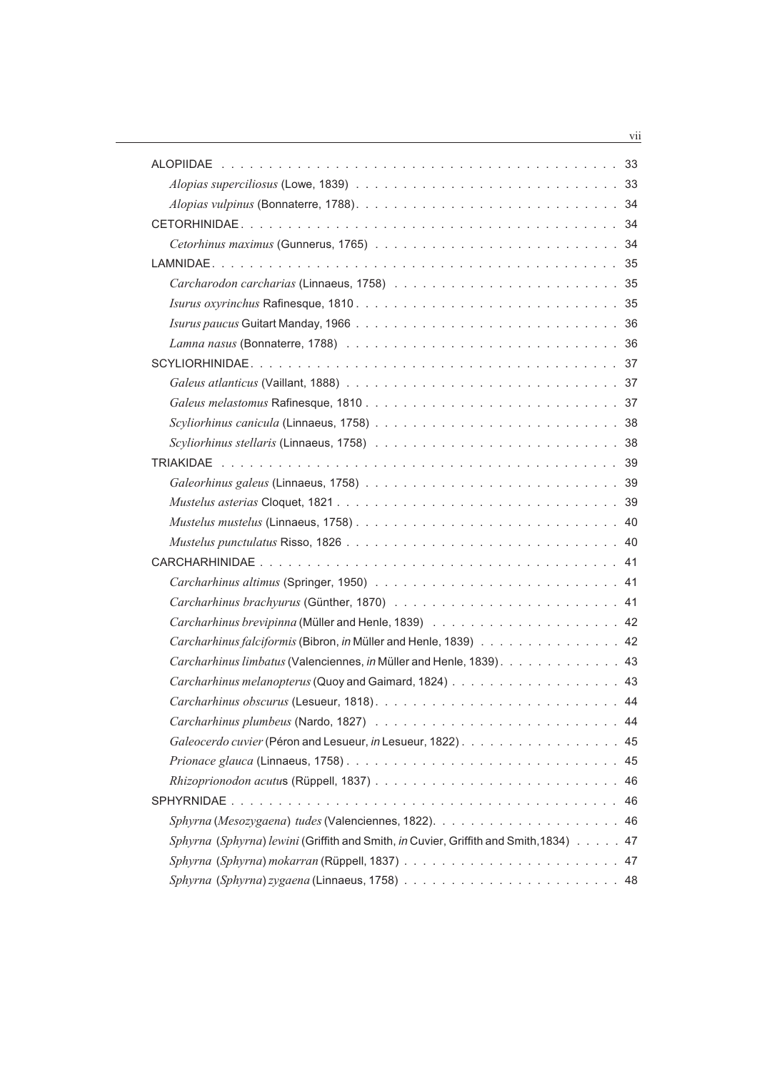ALOPIIDAE . . . . . . . . . . . . . . . . . . . . . . . . . . . . . . . . . . . . . . . . 33

*Alopias superciliosus* (Lowe, 1839) . . . . . . . . . . . . . . . . . . . . . . . . . . . 33

*Alopias vulpinus* (Bonnaterre, 1788). . . . . . . . . . . . . . . . . . . . . . . . . . . 34

CETORHINIDAE. . . . . . . . . . . . . . . . . . . . . . . . . . . . . . . . . . . . . . 34

*Cetorhinus maximus* (Gunnerus, 1765) . . . . . . . . . . . . . . . . . . . . . . . . . 34

LAMNIDAE. . . . . . . . . . . . . . . . . . . . . . . . . . . . . . . . . . . . . . . . 35

*Carcharodon carcharias* (Linnaeus, 1758) . . . . . . . . . . . . . . . . . . . . . . . 35

*Isurus oxyrinchus* Rafinesque, 1810 . . . . . . . . . . . . . . . . . . . . . . . . . . 35

*Isurus paucus* Guitart Manday, 1966 . . . . . . . . . . . . . . . . . . . . . . . . . . 36

*Lamna nasus* (Bonnaterre, 1788) . . . . . . . . . . . . . . . . . . . . . . . . . . . 36

SCYLIORHINIDAE. . . . . . . . . . . . . . . . . . . . . . . . . . . . . . . . . . . . 37

*Galeus atlanticus* (Vaillant, 1888) . . . . . . . . . . . . . . . . . . . . . . . . . . . 37

*Galeus melastomus* Rafinesque, 1810 . . . . . . . . . . . . . . . . . . . . . . . . . 37

*Scyliorhinus canicula* (Linnaeus, 1758) . . . . . . . . . . . . . . . . . . . . . . . . 38

*Scyliorhinus stellaris* (Linnaeus, 1758) . . . . . . . . . . . . . . . . . . . . . . . . 38

TRIAKIDAE . . . . . . . . . . . . . . . . . . . . . . . . . . . . . . . . . . . . . . . 39

*Galeorhinus galeus* (Linnaeus, 1758) . . . . . . . . . . . . . . . . . . . . . . . . . 39

*Mustelus asterias* Cloquet, 1821 . . . . . . . . . . . . . . . . . . . . . . . . . . . . 39

*Mustelus mustelus* (Linnaeus, 1758) . . . . . . . . . . . . . . . . . . . . . . . . . . 40

*Mustelus punctulatus* Risso, 1826 . . . . . . . . . . . . . . . . . . . . . . . . . . . 40

CARCHARHINIDAE . . . . . . . . . . . . . . . . . . . . . . . . . . . . . . . . . . . 41

*Carcharhinus altimus* (Springer, 1950) . . . . . . . . . . . . . . . . . . . . . . . . 41

*Carcharhinus brachyurus* (Günther, 1870) . . . . . . . . . . . . . . . . . . . . . . 41

*Carcharhinus brevipinna* (Müller and Henle, 1839) . . . . . . . . . . . . . . . . . . 42

*Carcharhinus falciformis* (Bibron, *in* Müller and Henle, 1839) . . . . . . . . . . . . . 42

*Carcharhinus limbatus* (Valenciennes, *in* Müller and Henle, 1839). . . . . . . . . . . . 43

*Carcharhinus melanopterus* (Quoy and Gaimard, 1824) . . . . . . . . . . . . . . . . 43

*Carcharhinus obscurus* (Lesueur, 1818). . . . . . . . . . . . . . . . . . . . . . . . . 44

*Carcharhinus plumbeus* (Nardo, 1827) . . . . . . . . . . . . . . . . . . . . . . . . . 44

*Galeocerdo cuvier* (Péron and Lesueur, *in* Lesueur, 1822). . . . . . . . . . . . . . . . 45

*Prionace glauca* (Linnaeus, 1758) . . . . . . . . . . . . . . . . . . . . . . . . . . . 45

*Rhizoprionodon acutus* (Rüppell, 1837) . . . . . . . . . . . . . . . . . . . . . . . . 46

SPHYRNIDAE . . . . . . . . . . . . . . . . . . . . . . . . . . . . . . . . . . . . . . 46

*Sphyrna* (*Mesozygaena*) *tudes* (Valenciennes, 1822). . . . . . . . . . . . . . . . . . . 46

*Sphyrna* (*Sphyrna*) *lewini* (Griffith and Smith, *in* Cuvier, Griffith and Smith,1834) . . . . . 47

*Sphyrna* (*Sphyrna*) *mokarran* (Rüppell, 1837) . . . . . . . . . . . . . . . . . . . . . . 47

*Sphyrna* (*Sphyrna*) *zygaena* (Linnaeus, 1758) . . . . . . . . . . . . . . . . . . . . . . 48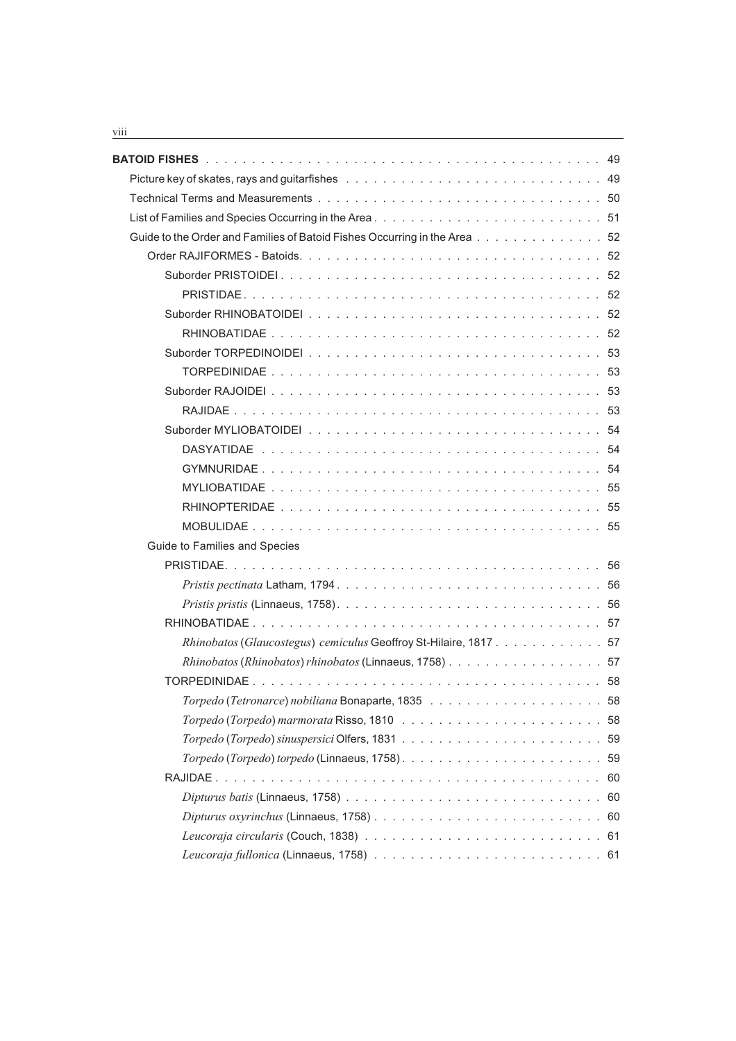**BATOID FISHES** . . . . . . . . . . . . . . . . . . . . . . . . . . . . . . . . . . . . . . . . . 49

Picture key of skates, rays and guitarfishes . . . . . . . . . . . . . . . . . . . . . . . . . . . 49

Technical Terms and Measurements . . . . . . . . . . . . . . . . . . . . . . . . . . . . . . . . 50

List of Families and Species Occurring in the Area . . . . . . . . . . . . . . . . . . . . . . . . 51

Guide to the Order and Families of Batoid Fishes Occurring in the Area . . . . . . . . . . . . . 52

- Order RAJIFORMES - Batoids. . . . . . . . . . . . . . . . . . . . . . . . . . . . . . . . . 52
  - Suborder PRISTOIDEI . . . . . . . . . . . . . . . . . . . . . . . . . . . . . . . . . 52
    - PRISTIDAE. . . . . . . . . . . . . . . . . . . . . . . . . . . . . . . . . . . . 52
  - Suborder RHINOBATOIDEI . . . . . . . . . . . . . . . . . . . . . . . . . . . . . . 52
    - RHINOBATIDAE . . . . . . . . . . . . . . . . . . . . . . . . . . . . . . . . . 52
  - Suborder TORPEDINOIDEI . . . . . . . . . . . . . . . . . . . . . . . . . . . . . . 53
    - TORPEDINIDAE . . . . . . . . . . . . . . . . . . . . . . . . . . . . . . . . . 53
  - Suborder RAJOIDEI . . . . . . . . . . . . . . . . . . . . . . . . . . . . . . . . . 53
    - RAJIDAE . . . . . . . . . . . . . . . . . . . . . . . . . . . . . . . . . . . . 53
  - Suborder MYLIOBATOIDEI . . . . . . . . . . . . . . . . . . . . . . . . . . . . . . 54
    - DASYATIDAE . . . . . . . . . . . . . . . . . . . . . . . . . . . . . . . . . . 54
    - GYMNURIDAE . . . . . . . . . . . . . . . . . . . . . . . . . . . . . . . . . . 54
    - MYLIOBATIDAE . . . . . . . . . . . . . . . . . . . . . . . . . . . . . . . . . 55
    - RHINOPTERIDAE . . . . . . . . . . . . . . . . . . . . . . . . . . . . . . . . 55
    - MOBULIDAE . . . . . . . . . . . . . . . . . . . . . . . . . . . . . . . . . . . 55

Guide to Families and Species

- PRISTIDAE. . . . . . . . . . . . . . . . . . . . . . . . . . . . . . . . . . . . . . . . 56
  - *Pristis pectinata* Latham, 1794 . . . . . . . . . . . . . . . . . . . . . . . . . . . . 56
  - *Pristis pristis* (Linnaeus, 1758). . . . . . . . . . . . . . . . . . . . . . . . . . . . 56
- RHINOBATIDAE . . . . . . . . . . . . . . . . . . . . . . . . . . . . . . . . . . . . . 57
  - *Rhinobatos* (*Glaucostegus*) *cemiculus* Geoffroy St-Hilaire, 1817 . . . . . . . . . . . . 57
  - *Rhinobatos* (*Rhinobatos*) *rhinobatos* (Linnaeus, 1758) . . . . . . . . . . . . . . . . . 57
- TORPEDINIDAE . . . . . . . . . . . . . . . . . . . . . . . . . . . . . . . . . . . . . 58
  - *Torpedo* (*Tetronarce*) *nobiliana* Bonaparte, 1835 . . . . . . . . . . . . . . . . . . . 58
  - *Torpedo* (*Torpedo*) *marmorata* Risso, 1810 . . . . . . . . . . . . . . . . . . . . . . 58
  - *Torpedo* (*Torpedo*) *sinuspersici* Olfers, 1831 . . . . . . . . . . . . . . . . . . . . . 59
  - *Torpedo* (*Torpedo*) *torpedo* (Linnaeus, 1758). . . . . . . . . . . . . . . . . . . . . . 59
- RAJIDAE . . . . . . . . . . . . . . . . . . . . . . . . . . . . . . . . . . . . . . . . 60
  - *Dipturus batis* (Linnaeus, 1758) . . . . . . . . . . . . . . . . . . . . . . . . . . . . 60
  - *Dipturus oxyrinchus* (Linnaeus, 1758) . . . . . . . . . . . . . . . . . . . . . . . . . 60
  - *Leucoraja circularis* (Couch, 1838) . . . . . . . . . . . . . . . . . . . . . . . . . . 61
  - *Leucoraja fullonica* (Linnaeus, 1758) . . . . . . . . . . . . . . . . . . . . . . . . . 61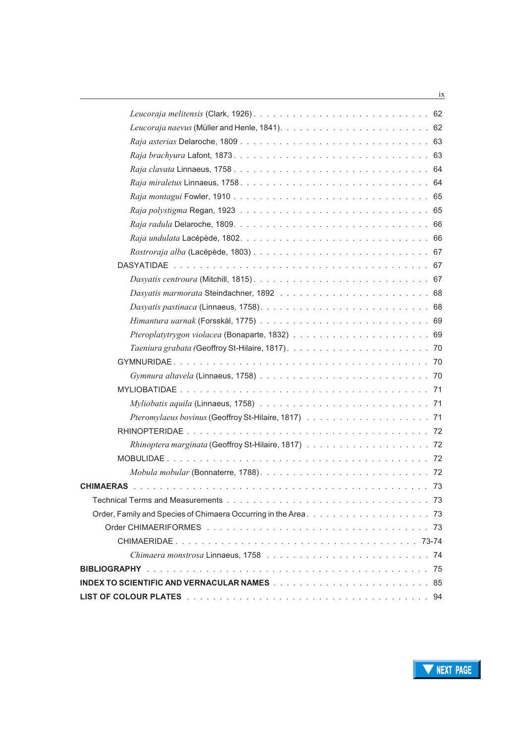*Leucoraja melitensis* (Clark, 1926) . . . . . . . . . . . . . . . . . . . . . . . . . . 62
*Leucoraja naevus* (Müller and Henle, 1841). . . . . . . . . . . . . . . . . . . . . . 62
*Raja asterias* Delaroche, 1809 . . . . . . . . . . . . . . . . . . . . . . . . . . 63
*Raja brachyura* Lafont, 1873 . . . . . . . . . . . . . . . . . . . . . . . . . . 63
*Raja clavata* Linnaeus, 1758 . . . . . . . . . . . . . . . . . . . . . . . . . . 64
*Raja miraletus* Linnaeus, 1758 . . . . . . . . . . . . . . . . . . . . . . . . . . 64
*Raja montagui* Fowler, 1910 . . . . . . . . . . . . . . . . . . . . . . . . . . 65
*Raja polystigma* Regan, 1923 . . . . . . . . . . . . . . . . . . . . . . . . . . 65
*Raja radula* Delaroche, 1809. . . . . . . . . . . . . . . . . . . . . . . . . . 66
*Raja undulata* Lacépède, 1802. . . . . . . . . . . . . . . . . . . . . . . . . . 66
*Rostroraja alba* (Lacépède, 1803) . . . . . . . . . . . . . . . . . . . . . . . . . . 67
DASYATIDAE . . . . . . . . . . . . . . . . . . . . . . . . . . . . . . . 67
*Dasyatis centroura* (Mitchill, 1815) . . . . . . . . . . . . . . . . . . . . . . . . . . 67
*Dasyatis marmorata* Steindachner, 1892 . . . . . . . . . . . . . . . . . . . . . . . 68
*Dasyatis pastinaca* (Linnaeus, 1758). . . . . . . . . . . . . . . . . . . . . . . . . . 68
*Himantura uarnak* (Forsskål, 1775) . . . . . . . . . . . . . . . . . . . . . . . . . . 69
*Pteroplatytrygon violacea* (Bonaparte, 1832) . . . . . . . . . . . . . . . . . . . . . . 69
*Taeniura grabata* (Geoffroy St-Hilaire, 1817). . . . . . . . . . . . . . . . . . . . . . 70
GYMNURIDAE . . . . . . . . . . . . . . . . . . . . . . . . . . . . . . . 70
*Gymnura altavela* (Linnaeus, 1758) . . . . . . . . . . . . . . . . . . . . . . . . . . 70
MYLIOBATIDAE . . . . . . . . . . . . . . . . . . . . . . . . . . . . . . . 71
*Myliobatis aquila* (Linnaeus, 1758) . . . . . . . . . . . . . . . . . . . . . . . . . . 71
*Pteromylaeus bovinus* (Geoffroy St-Hilaire, 1817) . . . . . . . . . . . . . . . . . . . . 71
RHINOPTERIDAE . . . . . . . . . . . . . . . . . . . . . . . . . . . . . . . 72
*Rhinoptera marginata* (Geoffroy St-Hilaire, 1817) . . . . . . . . . . . . . . . . . . . . 72
MOBULIDAE . . . . . . . . . . . . . . . . . . . . . . . . . . . . . . . 72
*Mobula mobular* (Bonnaterre, 1788). . . . . . . . . . . . . . . . . . . . . . . . . . 72

**CHIMAERAS** . . . . . . . . . . . . . . . . . . . . . . . . . . . . . . . 73
Technical Terms and Measurements . . . . . . . . . . . . . . . . . . . . . . . . . . 73
Order, Family and Species of Chimaera Occurring in the Area . . . . . . . . . . . . . . . . . 73
Order CHIMAERIFORMES . . . . . . . . . . . . . . . . . . . . . . . . . . 73
CHIMAERIDAE . . . . . . . . . . . . . . . . . . . . . . . . . . . . . . . 73-74
*Chimaera monstrosa* Linnaeus, 1758 . . . . . . . . . . . . . . . . . . . . . . . . . . 74

**BIBLIOGRAPHY** . . . . . . . . . . . . . . . . . . . . . . . . . . . . . . . 75

**INDEX TO SCIENTIFIC AND VERNACULAR NAMES** . . . . . . . . . . . . . . . . . . . . 85

**LIST OF COLOUR PLATES** . . . . . . . . . . . . . . . . . . . . . . . . . . . . . . . 94